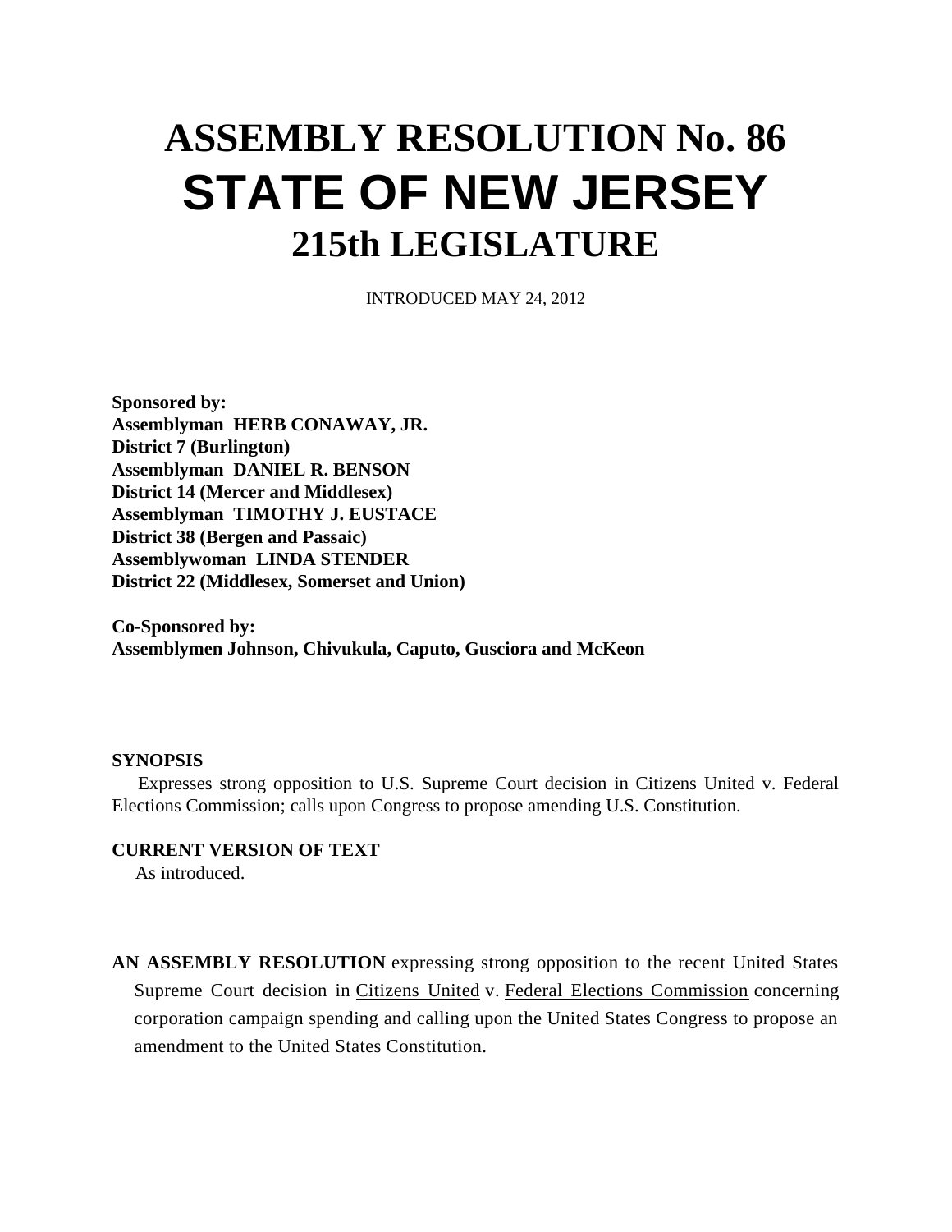# ASSEMBLY RESOLUTION No. 86
# STATE OF NEW JERSEY
## 215th LEGISLATURE

INTRODUCED MAY 24, 2012

**Sponsored by:**
**Assemblyman HERB CONAWAY, JR.**
**District 7 (Burlington)**
**Assemblyman DANIEL R. BENSON**
**District 14 (Mercer and Middlesex)**
**Assemblyman TIMOTHY J. EUSTACE**
**District 38 (Bergen and Passaic)**
**Assemblywoman LINDA STENDER**
**District 22 (Middlesex, Somerset and Union)**

**Co-Sponsored by:**
**Assemblymen Johnson, Chivukula, Caputo, Gusciora and McKeon**

**SYNOPSIS**

Expresses strong opposition to U.S. Supreme Court decision in Citizens United v. Federal Elections Commission; calls upon Congress to propose amending U.S. Constitution.

**CURRENT VERSION OF TEXT**

As introduced.

**AN ASSEMBLY RESOLUTION** expressing strong opposition to the recent United States Supreme Court decision in Citizens United v. Federal Elections Commission concerning corporation campaign spending and calling upon the United States Congress to propose an amendment to the United States Constitution.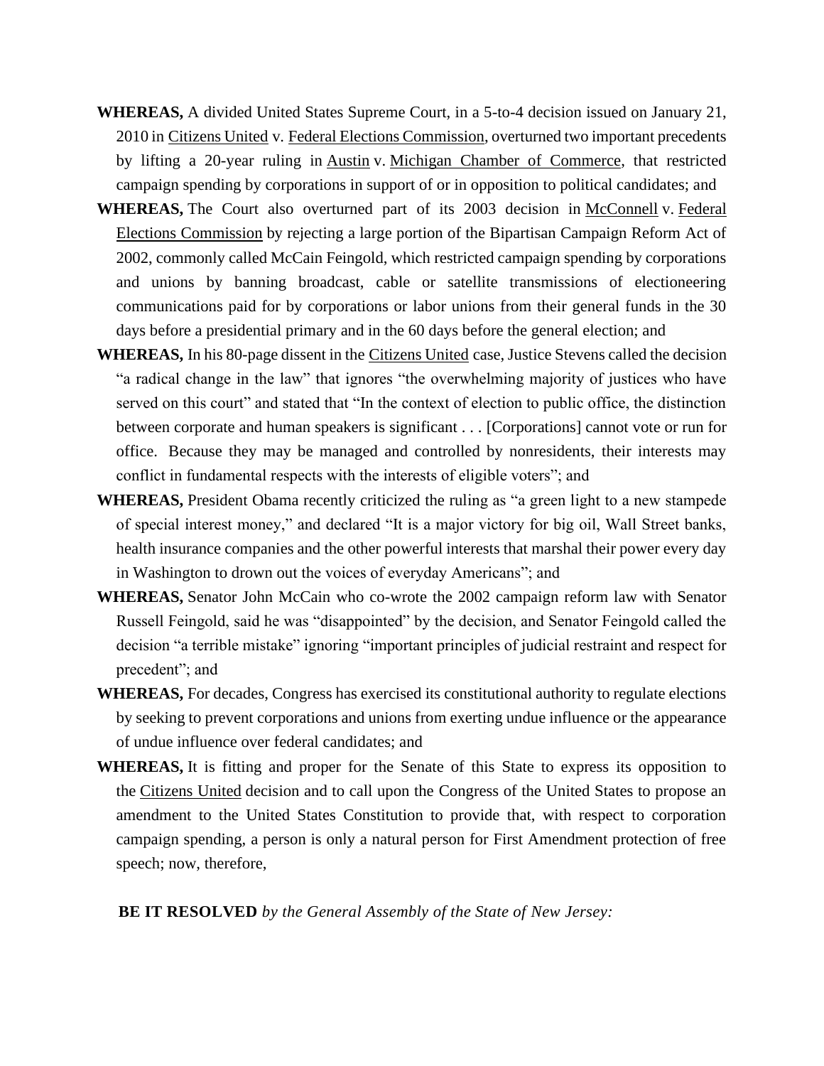**WHEREAS,** A divided United States Supreme Court, in a 5-to-4 decision issued on January 21, 2010 in Citizens United v. Federal Elections Commission, overturned two important precedents by lifting a 20-year ruling in Austin v. Michigan Chamber of Commerce, that restricted campaign spending by corporations in support of or in opposition to political candidates; and

**WHEREAS,** The Court also overturned part of its 2003 decision in McConnell v. Federal Elections Commission by rejecting a large portion of the Bipartisan Campaign Reform Act of 2002, commonly called McCain Feingold, which restricted campaign spending by corporations and unions by banning broadcast, cable or satellite transmissions of electioneering communications paid for by corporations or labor unions from their general funds in the 30 days before a presidential primary and in the 60 days before the general election; and

**WHEREAS,** In his 80-page dissent in the Citizens United case, Justice Stevens called the decision "a radical change in the law" that ignores "the overwhelming majority of justices who have served on this court" and stated that "In the context of election to public office, the distinction between corporate and human speakers is significant . . . [Corporations] cannot vote or run for office. Because they may be managed and controlled by nonresidents, their interests may conflict in fundamental respects with the interests of eligible voters"; and

**WHEREAS,** President Obama recently criticized the ruling as "a green light to a new stampede of special interest money," and declared "It is a major victory for big oil, Wall Street banks, health insurance companies and the other powerful interests that marshal their power every day in Washington to drown out the voices of everyday Americans"; and

**WHEREAS,** Senator John McCain who co-wrote the 2002 campaign reform law with Senator Russell Feingold, said he was "disappointed" by the decision, and Senator Feingold called the decision "a terrible mistake" ignoring "important principles of judicial restraint and respect for precedent"; and

**WHEREAS,** For decades, Congress has exercised its constitutional authority to regulate elections by seeking to prevent corporations and unions from exerting undue influence or the appearance of undue influence over federal candidates; and

**WHEREAS,** It is fitting and proper for the Senate of this State to express its opposition to the Citizens United decision and to call upon the Congress of the United States to propose an amendment to the United States Constitution to provide that, with respect to corporation campaign spending, a person is only a natural person for First Amendment protection of free speech; now, therefore,

**BE IT RESOLVED** *by the General Assembly of the State of New Jersey:*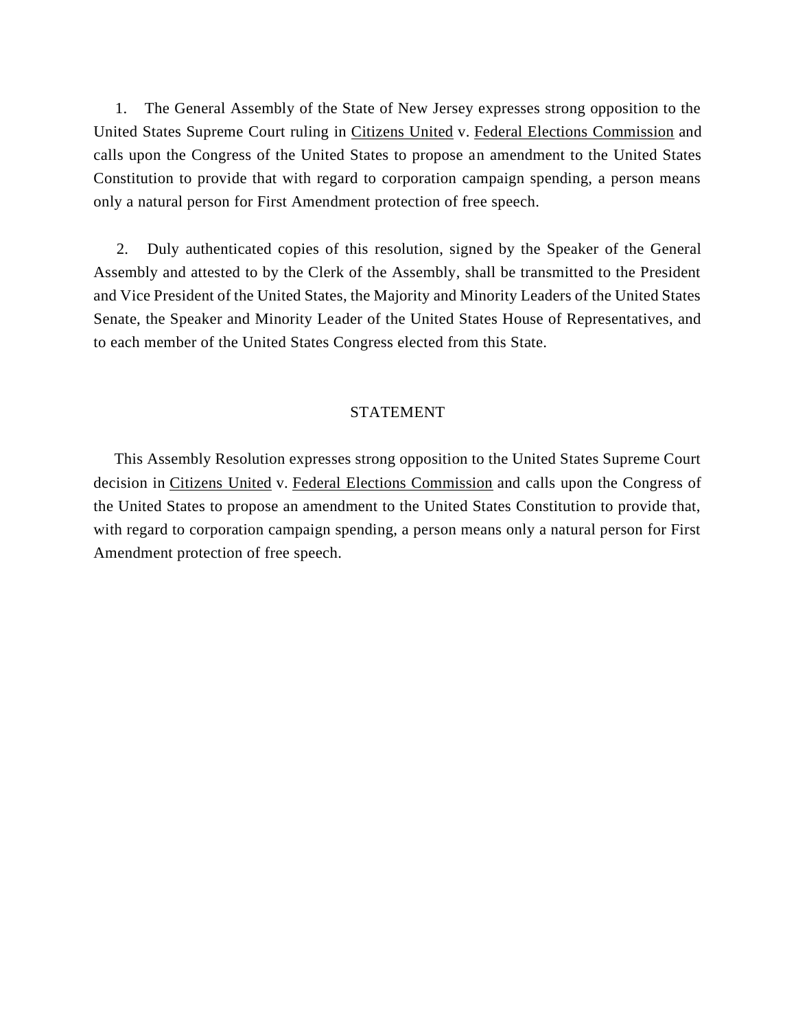1. The General Assembly of the State of New Jersey expresses strong opposition to the United States Supreme Court ruling in Citizens United v. Federal Elections Commission and calls upon the Congress of the United States to propose an amendment to the United States Constitution to provide that with regard to corporation campaign spending, a person means only a natural person for First Amendment protection of free speech.

2. Duly authenticated copies of this resolution, signed by the Speaker of the General Assembly and attested to by the Clerk of the Assembly, shall be transmitted to the President and Vice President of the United States, the Majority and Minority Leaders of the United States Senate, the Speaker and Minority Leader of the United States House of Representatives, and to each member of the United States Congress elected from this State.

## STATEMENT

This Assembly Resolution expresses strong opposition to the United States Supreme Court decision in Citizens United v. Federal Elections Commission and calls upon the Congress of the United States to propose an amendment to the United States Constitution to provide that, with regard to corporation campaign spending, a person means only a natural person for First Amendment protection of free speech.